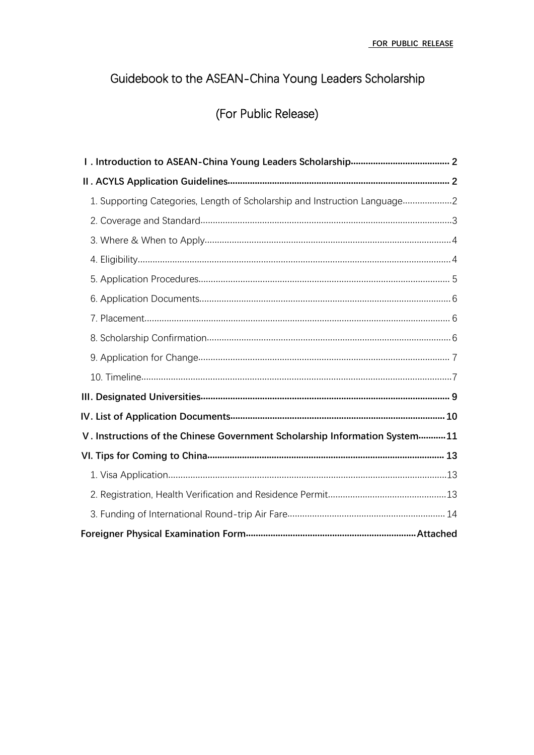FOR PUBLIC RELEASE

# Guidebook to the ASEAN-China Young Leaders Scholarship

# (For Public Release)

**Ⅰ. Introduction to ASEAN-China Young Leaders Scholarship........................................ 2**

**Ⅱ. ACYLS Application Guidelines......................................................................................... 2**

1. Supporting Categories, Length of Scholarship and Instruction Language....................2

2. Coverage and Standard.....................................................................................................3

3. Where & When to Apply...................................................................................................4

4. Eligibility.............................................................................................................................4

5. Application Procedures..................................................................................................... 5

6. Application Documents.....................................................................................................6

7. Placement.......................................................................................................................... 6

8. Scholarship Confirmation..................................................................................................6

9. Application for Change..................................................................................................... 7

10. Timeline.............................................................................................................................7

**III. Designated Universities.................................................................................................... 9**

**IV. List of Application Documents...................................................................................... 10**

**Ⅴ. Instructions of the Chinese Government Scholarship Information System...........11**

**VI. Tips for Coming to China............................................................................................... 13**

1. Visa Application................................................................................................................13

2. Registration, Health Verification and Residence Permit................................................13

3. Funding of International Round-trip Air Fare............................................................... 14

**Foreigner Physical Examination Form.....................................................................Attached**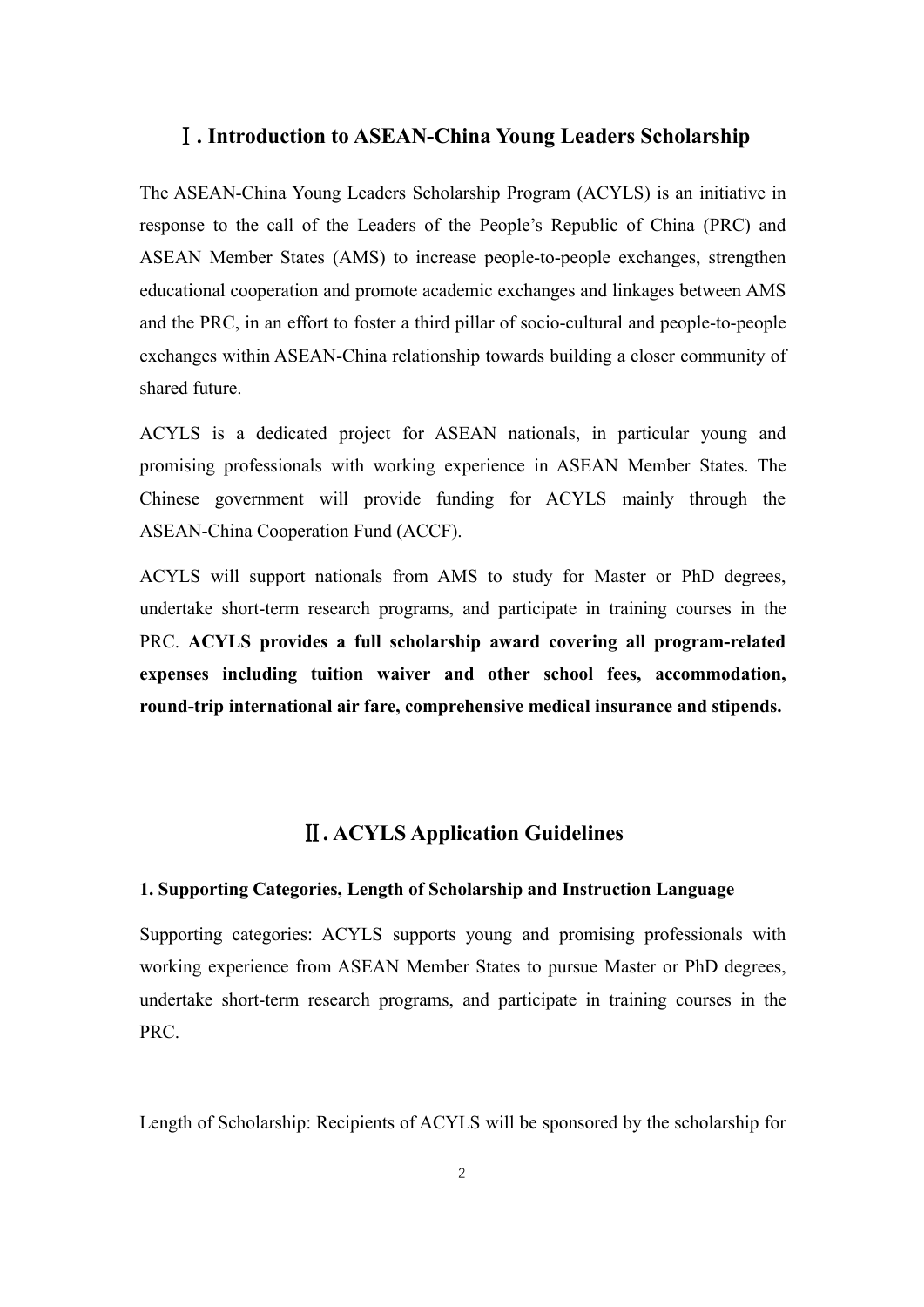## Ⅰ. Introduction to ASEAN-China Young Leaders Scholarship

The ASEAN-China Young Leaders Scholarship Program (ACYLS) is an initiative in response to the call of the Leaders of the People's Republic of China (PRC) and ASEAN Member States (AMS) to increase people-to-people exchanges, strengthen educational cooperation and promote academic exchanges and linkages between AMS and the PRC, in an effort to foster a third pillar of socio-cultural and people-to-people exchanges within ASEAN-China relationship towards building a closer community of shared future.

ACYLS is a dedicated project for ASEAN nationals, in particular young and promising professionals with working experience in ASEAN Member States. The Chinese government will provide funding for ACYLS mainly through the ASEAN-China Cooperation Fund (ACCF).

ACYLS will support nationals from AMS to study for Master or PhD degrees, undertake short-term research programs, and participate in training courses in the PRC. **ACYLS provides a full scholarship award covering all program-related expenses including tuition waiver and other school fees, accommodation, round-trip international air fare, comprehensive medical insurance and stipends.**

## Ⅱ. ACYLS Application Guidelines

### 1. Supporting Categories, Length of Scholarship and Instruction Language

Supporting categories: ACYLS supports young and promising professionals with working experience from ASEAN Member States to pursue Master or PhD degrees, undertake short-term research programs, and participate in training courses in the PRC.

Length of Scholarship: Recipients of ACYLS will be sponsored by the scholarship for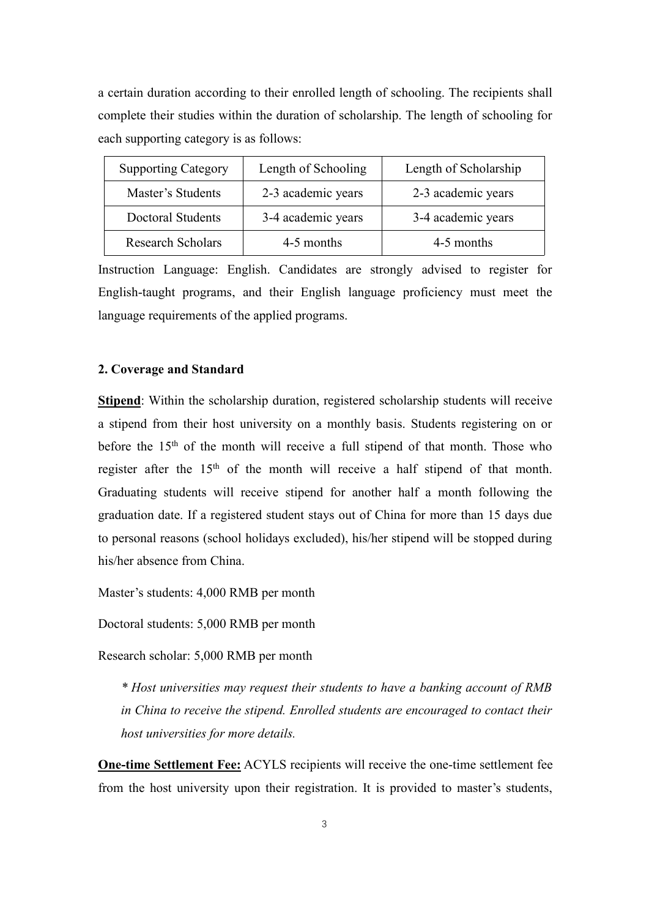a certain duration according to their enrolled length of schooling. The recipients shall complete their studies within the duration of scholarship. The length of schooling for each supporting category is as follows:

| Supporting Category | Length of Schooling | Length of Scholarship |
| --- | --- | --- |
| Master's Students | 2-3 academic years | 2-3 academic years |
| Doctoral Students | 3-4 academic years | 3-4 academic years |
| Research Scholars | 4-5 months | 4-5 months |

Instruction Language: English. Candidates are strongly advised to register for English-taught programs, and their English language proficiency must meet the language requirements of the applied programs.

**2. Coverage and Standard**

**Stipend**: Within the scholarship duration, registered scholarship students will receive a stipend from their host university on a monthly basis. Students registering on or before the 15th of the month will receive a full stipend of that month. Those who register after the 15th of the month will receive a half stipend of that month. Graduating students will receive stipend for another half a month following the graduation date. If a registered student stays out of China for more than 15 days due to personal reasons (school holidays excluded), his/her stipend will be stopped during his/her absence from China.

Master's students: 4,000 RMB per month

Doctoral students: 5,000 RMB per month

Research scholar: 5,000 RMB per month

> *\* Host universities may request their students to have a banking account of RMB in China to receive the stipend. Enrolled students are encouraged to contact their host universities for more details.*

**One-time Settlement Fee:** ACYLS recipients will receive the one-time settlement fee from the host university upon their registration. It is provided to master's students,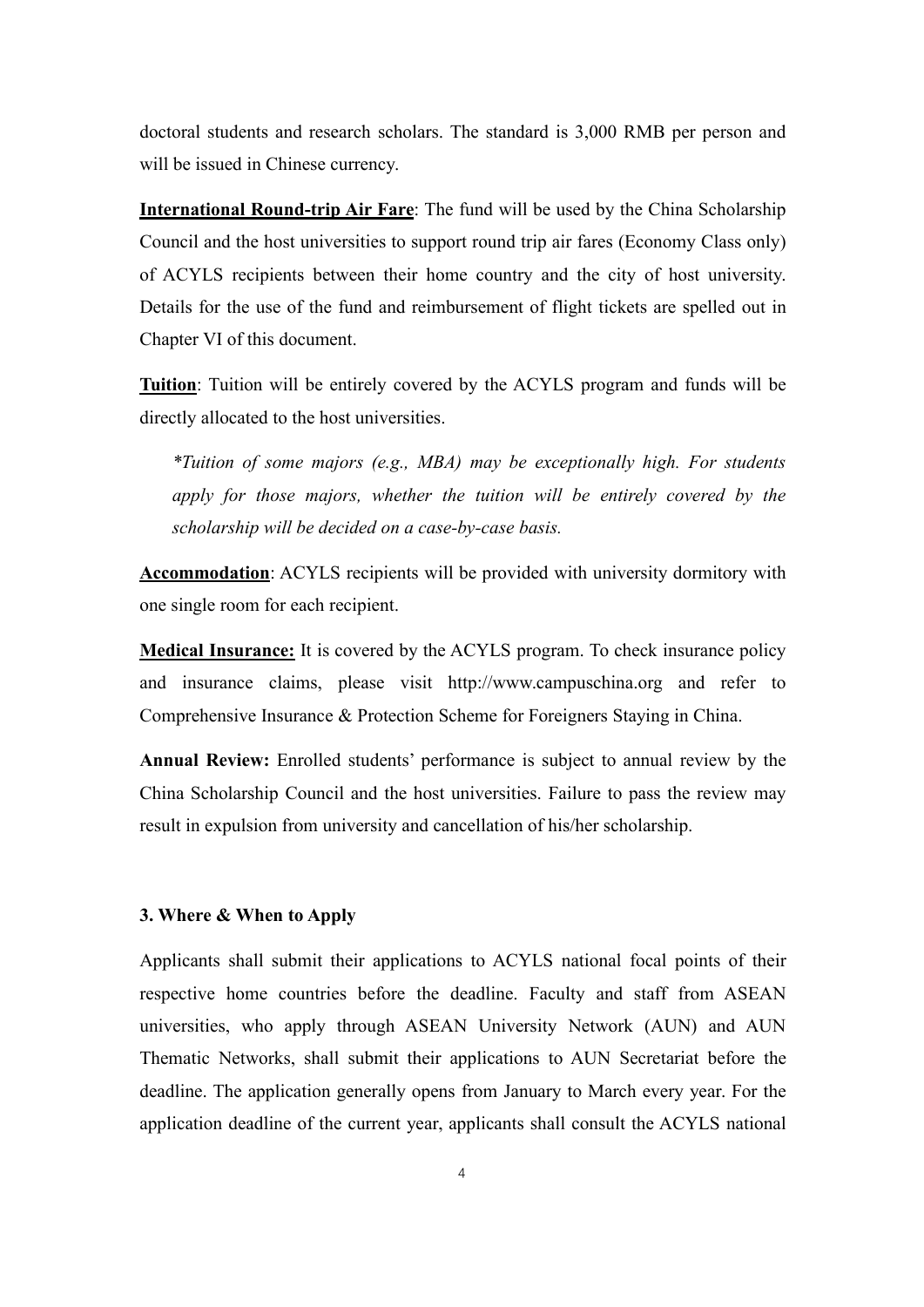doctoral students and research scholars. The standard is 3,000 RMB per person and will be issued in Chinese currency.

**International Round-trip Air Fare**: The fund will be used by the China Scholarship Council and the host universities to support round trip air fares (Economy Class only) of ACYLS recipients between their home country and the city of host university. Details for the use of the fund and reimbursement of flight tickets are spelled out in Chapter VI of this document.

**Tuition**: Tuition will be entirely covered by the ACYLS program and funds will be directly allocated to the host universities.

> *\*Tuition of some majors (e.g., MBA) may be exceptionally high. For students apply for those majors, whether the tuition will be entirely covered by the scholarship will be decided on a case-by-case basis.*

**Accommodation**: ACYLS recipients will be provided with university dormitory with one single room for each recipient.

**Medical Insurance:** It is covered by the ACYLS program. To check insurance policy and insurance claims, please visit http://www.campuschina.org and refer to Comprehensive Insurance & Protection Scheme for Foreigners Staying in China.

**Annual Review:** Enrolled students' performance is subject to annual review by the China Scholarship Council and the host universities. Failure to pass the review may result in expulsion from university and cancellation of his/her scholarship.

### 3. Where & When to Apply

Applicants shall submit their applications to ACYLS national focal points of their respective home countries before the deadline. Faculty and staff from ASEAN universities, who apply through ASEAN University Network (AUN) and AUN Thematic Networks, shall submit their applications to AUN Secretariat before the deadline. The application generally opens from January to March every year. For the application deadline of the current year, applicants shall consult the ACYLS national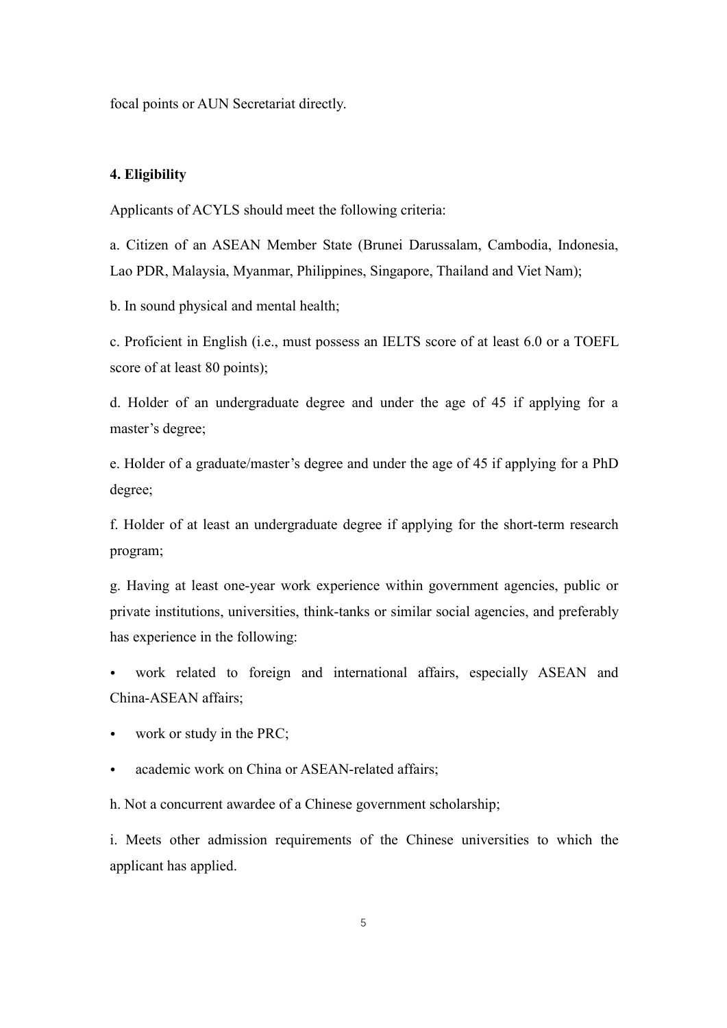focal points or AUN Secretariat directly.

**4. Eligibility**

Applicants of ACYLS should meet the following criteria:

a. Citizen of an ASEAN Member State (Brunei Darussalam, Cambodia, Indonesia, Lao PDR, Malaysia, Myanmar, Philippines, Singapore, Thailand and Viet Nam);

b. In sound physical and mental health;

c. Proficient in English (i.e., must possess an IELTS score of at least 6.0 or a TOEFL score of at least 80 points);

d. Holder of an undergraduate degree and under the age of 45 if applying for a master's degree;

e. Holder of a graduate/master's degree and under the age of 45 if applying for a PhD degree;

f. Holder of at least an undergraduate degree if applying for the short-term research program;

g. Having at least one-year work experience within government agencies, public or private institutions, universities, think-tanks or similar social agencies, and preferably has experience in the following:

- work related to foreign and international affairs, especially ASEAN and China-ASEAN affairs;
- work or study in the PRC;
- academic work on China or ASEAN-related affairs;

h. Not a concurrent awardee of a Chinese government scholarship;

i. Meets other admission requirements of the Chinese universities to which the applicant has applied.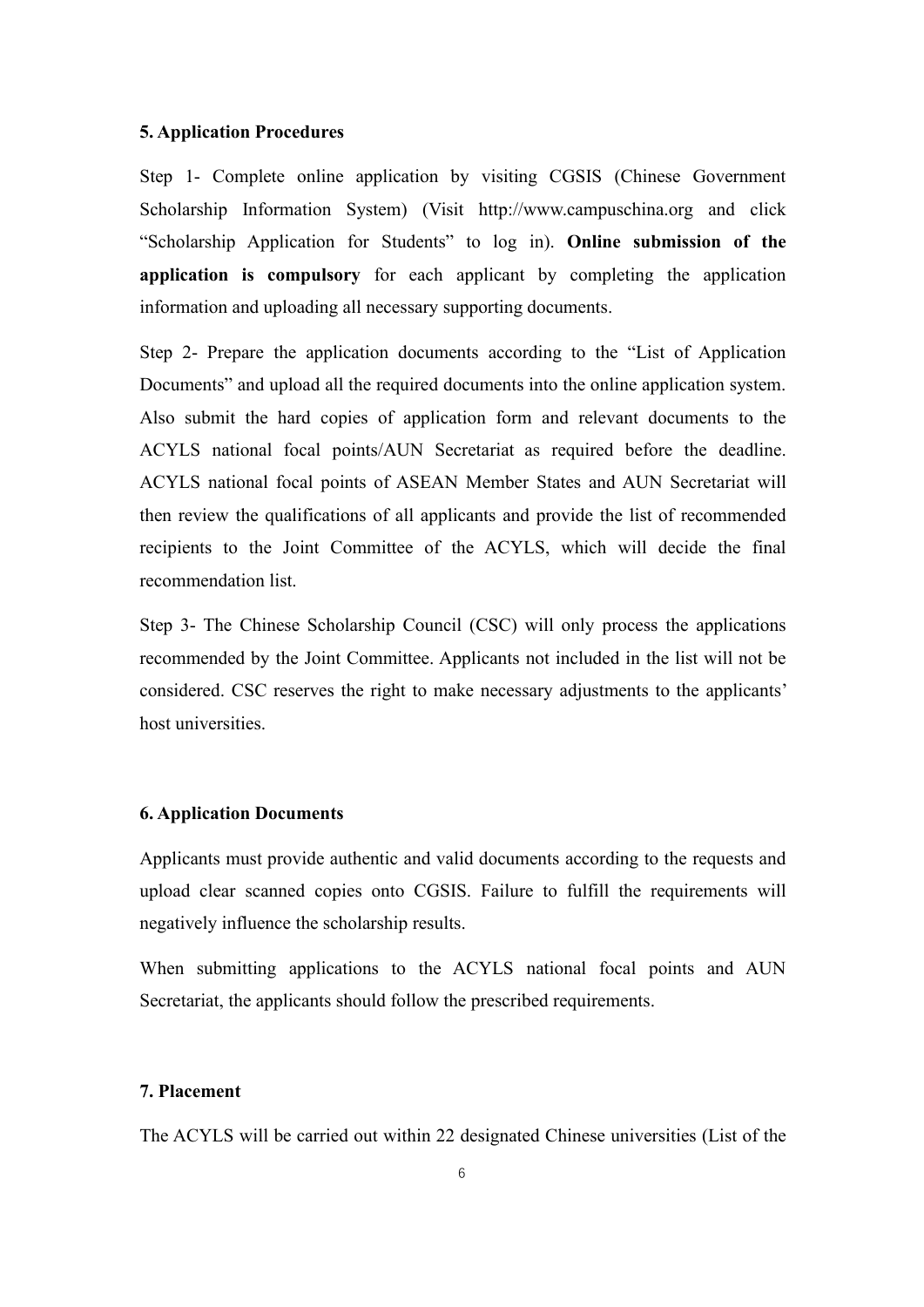**5. Application Procedures**

Step 1- Complete online application by visiting CGSIS (Chinese Government Scholarship Information System) (Visit http://www.campuschina.org and click "Scholarship Application for Students" to log in). **Online submission of the application is compulsory** for each applicant by completing the application information and uploading all necessary supporting documents.

Step 2- Prepare the application documents according to the "List of Application Documents" and upload all the required documents into the online application system. Also submit the hard copies of application form and relevant documents to the ACYLS national focal points/AUN Secretariat as required before the deadline. ACYLS national focal points of ASEAN Member States and AUN Secretariat will then review the qualifications of all applicants and provide the list of recommended recipients to the Joint Committee of the ACYLS, which will decide the final recommendation list.

Step 3- The Chinese Scholarship Council (CSC) will only process the applications recommended by the Joint Committee. Applicants not included in the list will not be considered. CSC reserves the right to make necessary adjustments to the applicants' host universities.

**6. Application Documents**

Applicants must provide authentic and valid documents according to the requests and upload clear scanned copies onto CGSIS. Failure to fulfill the requirements will negatively influence the scholarship results.

When submitting applications to the ACYLS national focal points and AUN Secretariat, the applicants should follow the prescribed requirements.

**7. Placement**

The ACYLS will be carried out within 22 designated Chinese universities (List of the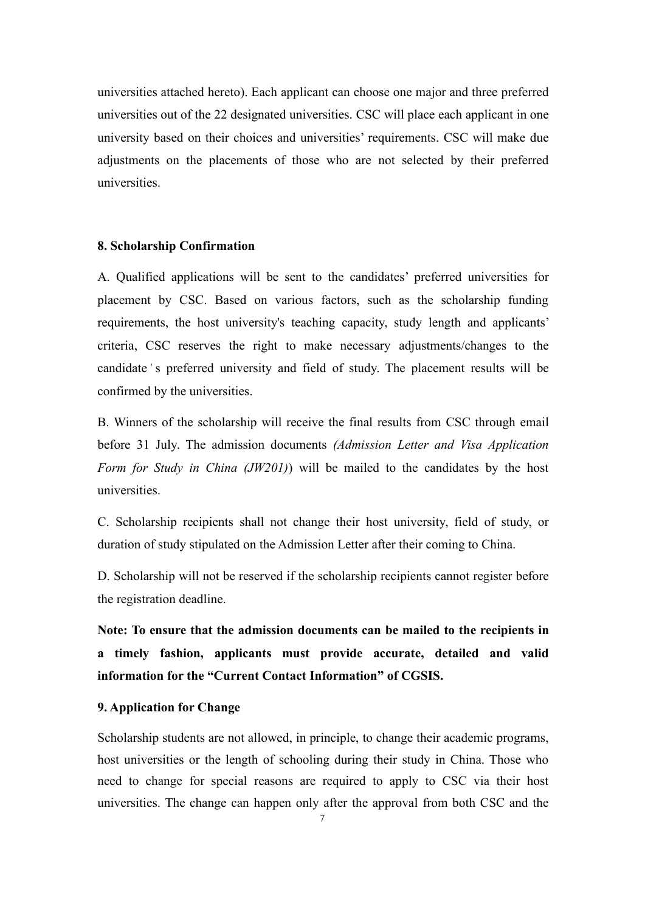universities attached hereto). Each applicant can choose one major and three preferred universities out of the 22 designated universities. CSC will place each applicant in one university based on their choices and universities' requirements. CSC will make due adjustments on the placements of those who are not selected by their preferred universities.

**8. Scholarship Confirmation**

A. Qualified applications will be sent to the candidates' preferred universities for placement by CSC. Based on various factors, such as the scholarship funding requirements, the host university's teaching capacity, study length and applicants' criteria, CSC reserves the right to make necessary adjustments/changes to the candidate's preferred university and field of study. The placement results will be confirmed by the universities.

B. Winners of the scholarship will receive the final results from CSC through email before 31 July. The admission documents *(Admission Letter and Visa Application Form for Study in China (JW201)*) will be mailed to the candidates by the host universities.

C. Scholarship recipients shall not change their host university, field of study, or duration of study stipulated on the Admission Letter after their coming to China.

D. Scholarship will not be reserved if the scholarship recipients cannot register before the registration deadline.

**Note: To ensure that the admission documents can be mailed to the recipients in a timely fashion, applicants must provide accurate, detailed and valid information for the "Current Contact Information" of CGSIS.**

**9. Application for Change**

Scholarship students are not allowed, in principle, to change their academic programs, host universities or the length of schooling during their study in China. Those who need to change for special reasons are required to apply to CSC via their host universities. The change can happen only after the approval from both CSC and the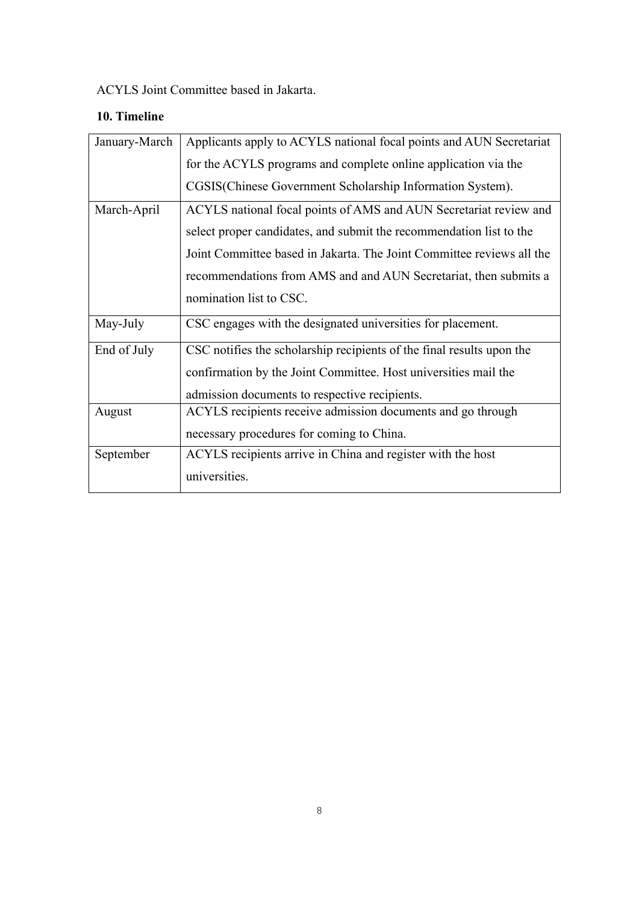ACYLS Joint Committee based in Jakarta.

**10. Timeline**

| | |
|---|---|
| January-March | Applicants apply to ACYLS national focal points and AUN Secretariat for the ACYLS programs and complete online application via the CGSIS(Chinese Government Scholarship Information System). |
| March-April | ACYLS national focal points of AMS and AUN Secretariat review and select proper candidates, and submit the recommendation list to the Joint Committee based in Jakarta. The Joint Committee reviews all the recommendations from AMS and and AUN Secretariat, then submits a nomination list to CSC. |
| May-July | CSC engages with the designated universities for placement. |
| End of July | CSC notifies the scholarship recipients of the final results upon the confirmation by the Joint Committee. Host universities mail the admission documents to respective recipients. |
| August | ACYLS recipients receive admission documents and go through necessary procedures for coming to China. |
| September | ACYLS recipients arrive in China and register with the host universities. |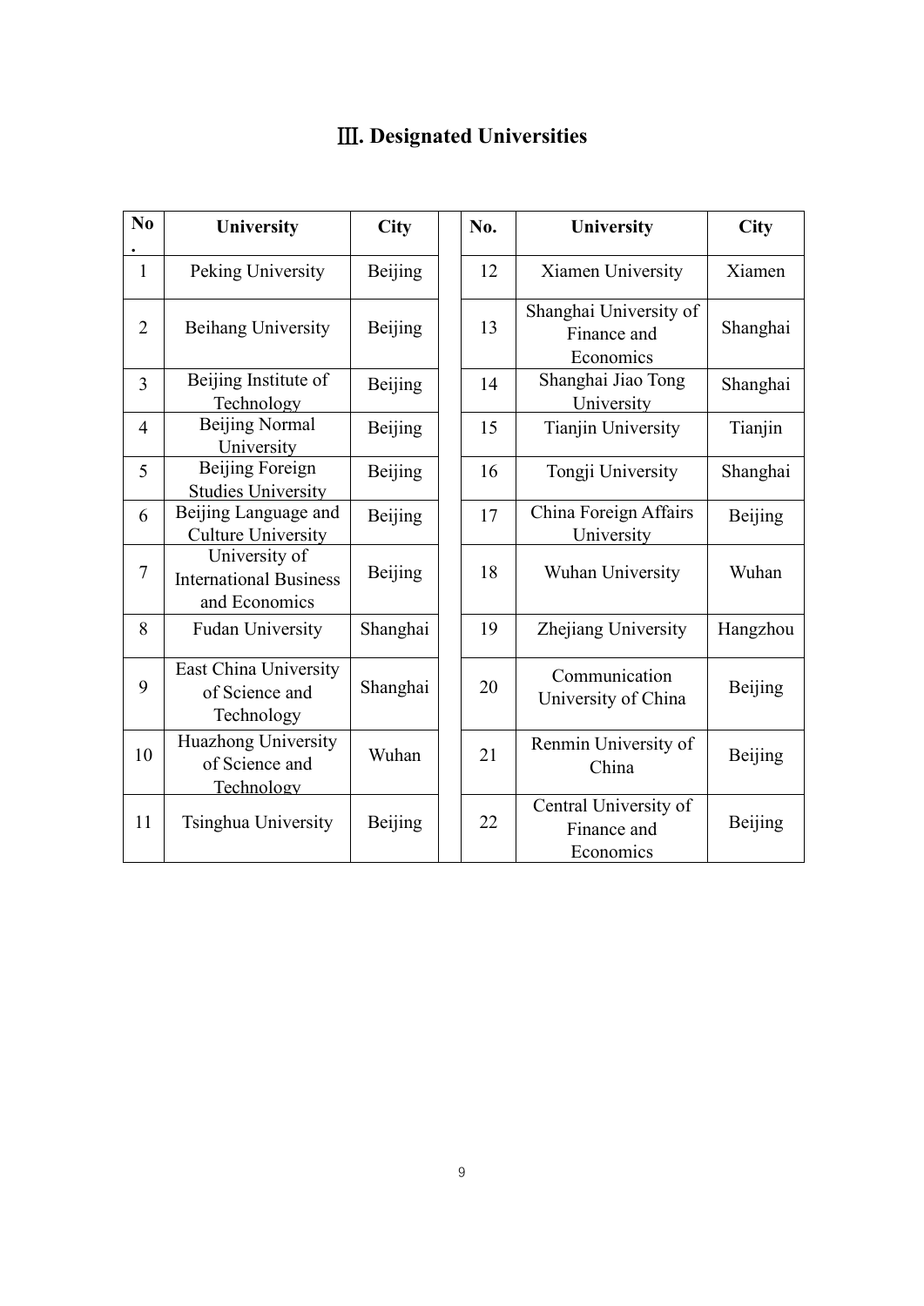# Ⅲ. Designated Universities

| No. | University | City | | No. | University | City |
|---|---|---|---|---|---|---|
| 1 | Peking University | Beijing | | 12 | Xiamen University | Xiamen |
| 2 | Beihang University | Beijing | | 13 | Shanghai University of Finance and Economics | Shanghai |
| 3 | Beijing Institute of Technology | Beijing | | 14 | Shanghai Jiao Tong University | Shanghai |
| 4 | Beijing Normal University | Beijing | | 15 | Tianjin University | Tianjin |
| 5 | Beijing Foreign Studies University | Beijing | | 16 | Tongji University | Shanghai |
| 6 | Beijing Language and Culture University | Beijing | | 17 | China Foreign Affairs University | Beijing |
| 7 | University of International Business and Economics | Beijing | | 18 | Wuhan University | Wuhan |
| 8 | Fudan University | Shanghai | | 19 | Zhejiang University | Hangzhou |
| 9 | East China University of Science and Technology | Shanghai | | 20 | Communication University of China | Beijing |
| 10 | Huazhong University of Science and Technology | Wuhan | | 21 | Renmin University of China | Beijing |
| 11 | Tsinghua University | Beijing | | 22 | Central University of Finance and Economics | Beijing |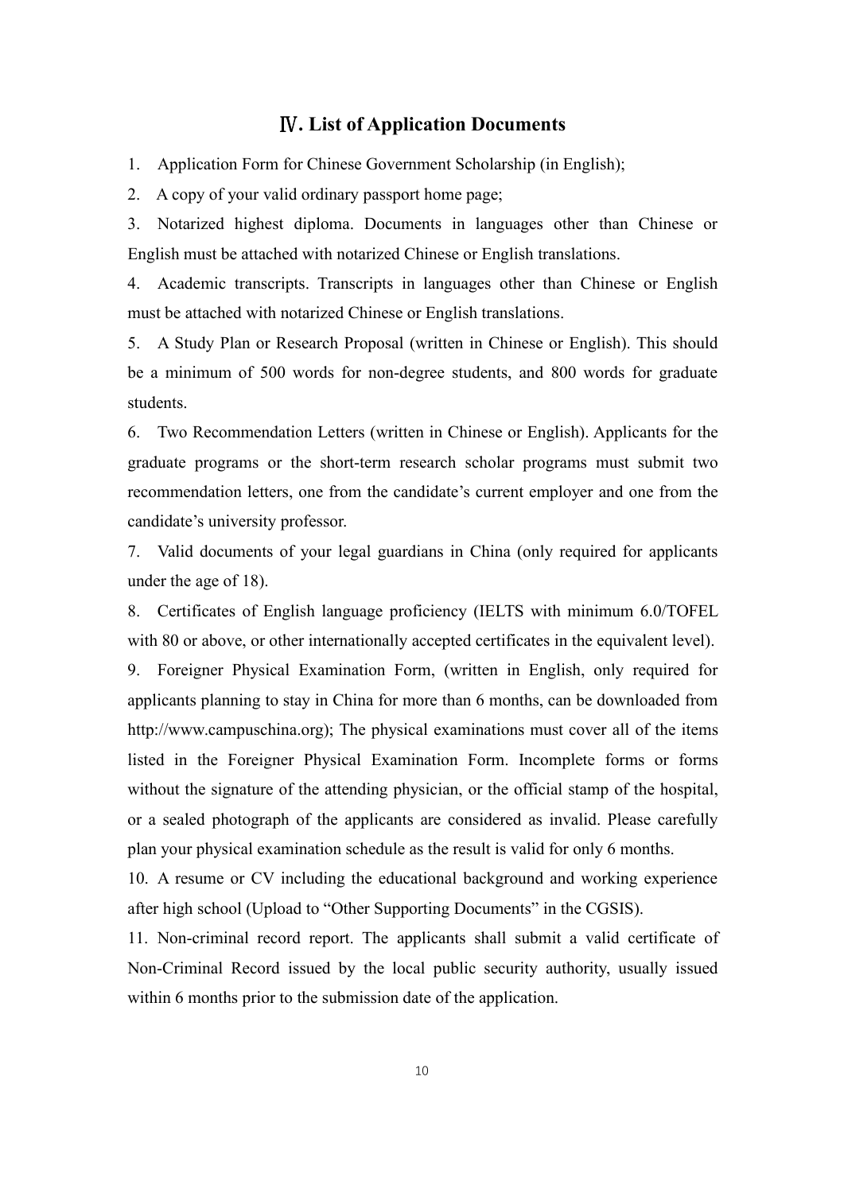## Ⅳ. List of Application Documents

1. Application Form for Chinese Government Scholarship (in English);
2. A copy of your valid ordinary passport home page;
3. Notarized highest diploma. Documents in languages other than Chinese or English must be attached with notarized Chinese or English translations.
4. Academic transcripts. Transcripts in languages other than Chinese or English must be attached with notarized Chinese or English translations.
5. A Study Plan or Research Proposal (written in Chinese or English). This should be a minimum of 500 words for non-degree students, and 800 words for graduate students.
6. Two Recommendation Letters (written in Chinese or English). Applicants for the graduate programs or the short-term research scholar programs must submit two recommendation letters, one from the candidate's current employer and one from the candidate's university professor.
7. Valid documents of your legal guardians in China (only required for applicants under the age of 18).
8. Certificates of English language proficiency (IELTS with minimum 6.0/TOFEL with 80 or above, or other internationally accepted certificates in the equivalent level).
9. Foreigner Physical Examination Form, (written in English, only required for applicants planning to stay in China for more than 6 months, can be downloaded from http://www.campuschina.org); The physical examinations must cover all of the items listed in the Foreigner Physical Examination Form. Incomplete forms or forms without the signature of the attending physician, or the official stamp of the hospital, or a sealed photograph of the applicants are considered as invalid. Please carefully plan your physical examination schedule as the result is valid for only 6 months.
10. A resume or CV including the educational background and working experience after high school (Upload to "Other Supporting Documents" in the CGSIS).
11. Non-criminal record report. The applicants shall submit a valid certificate of Non-Criminal Record issued by the local public security authority, usually issued within 6 months prior to the submission date of the application.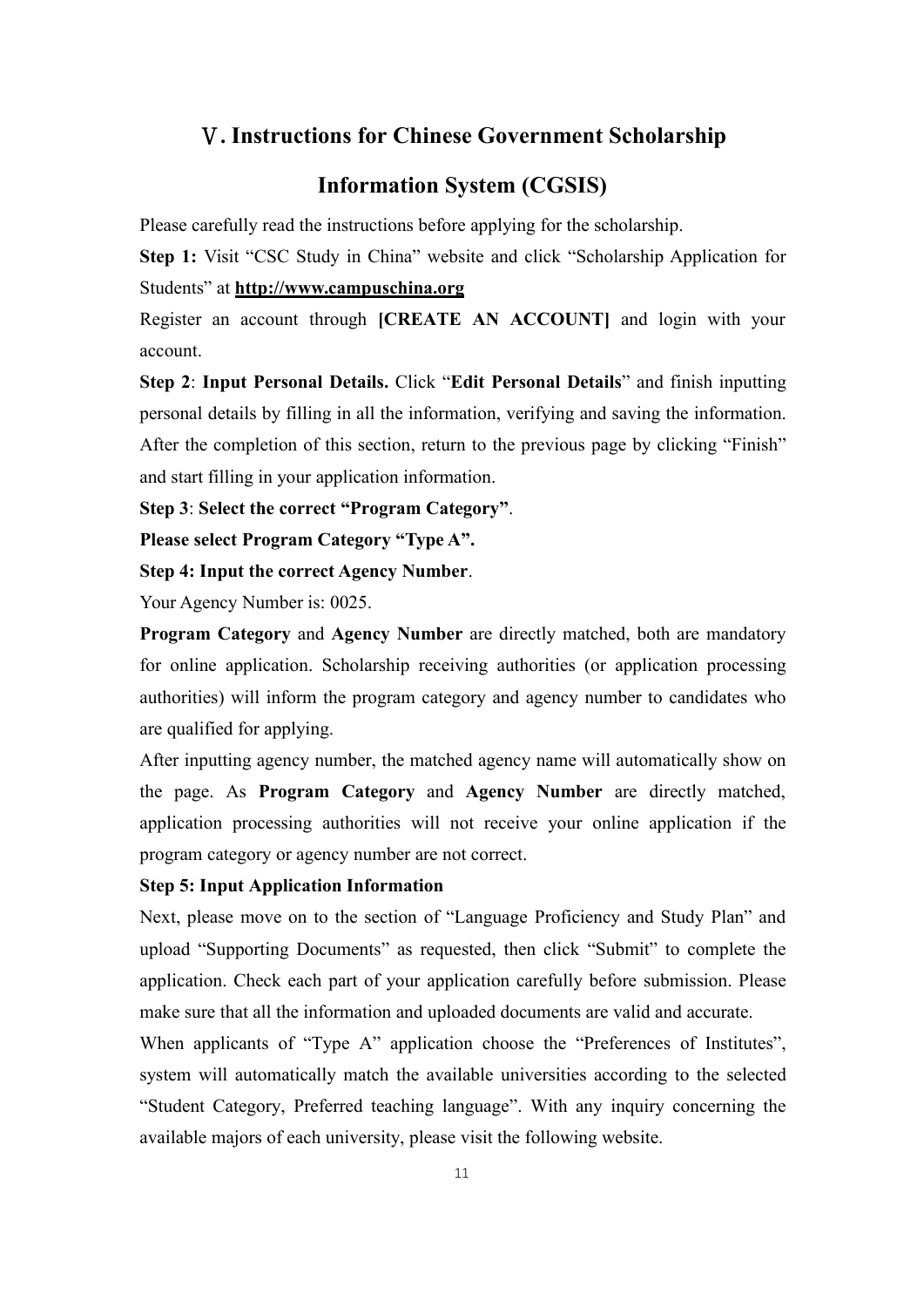# Ⅴ. Instructions for Chinese Government Scholarship Information System (CGSIS)

Please carefully read the instructions before applying for the scholarship.

**Step 1:** Visit "CSC Study in China" website and click "Scholarship Application for Students" at **http://www.campuschina.org**

Register an account through **[CREATE AN ACCOUNT]** and login with your account.

**Step 2**: **Input Personal Details.** Click "**Edit Personal Details**" and finish inputting personal details by filling in all the information, verifying and saving the information. After the completion of this section, return to the previous page by clicking "Finish" and start filling in your application information.

**Step 3**: **Select the correct "Program Category"**.

**Please select Program Category "Type A".**

**Step 4: Input the correct Agency Number**.

Your Agency Number is: 0025.

**Program Category** and **Agency Number** are directly matched, both are mandatory for online application. Scholarship receiving authorities (or application processing authorities) will inform the program category and agency number to candidates who are qualified for applying.

After inputting agency number, the matched agency name will automatically show on the page. As **Program Category** and **Agency Number** are directly matched, application processing authorities will not receive your online application if the program category or agency number are not correct.

**Step 5: Input Application Information**

Next, please move on to the section of "Language Proficiency and Study Plan" and upload "Supporting Documents" as requested, then click "Submit" to complete the application. Check each part of your application carefully before submission. Please make sure that all the information and uploaded documents are valid and accurate.

When applicants of "Type A" application choose the "Preferences of Institutes", system will automatically match the available universities according to the selected "Student Category, Preferred teaching language". With any inquiry concerning the available majors of each university, please visit the following website.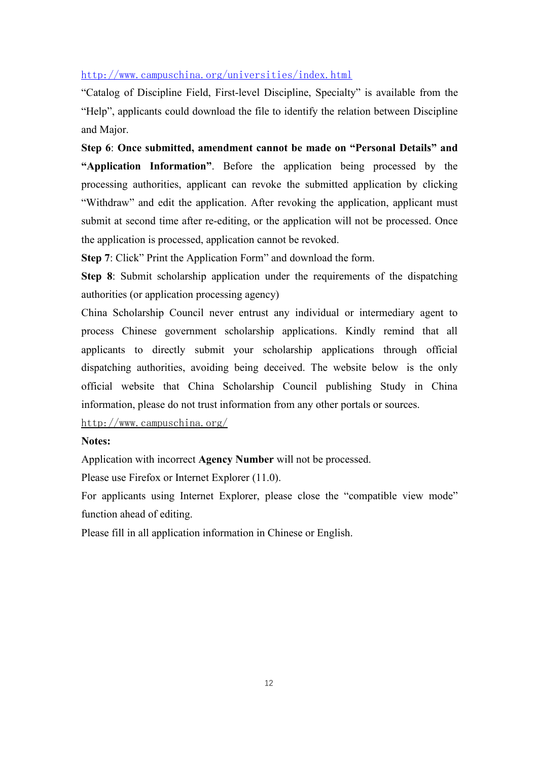http://www.campuschina.org/universities/index.html

"Catalog of Discipline Field, First-level Discipline, Specialty" is available from the "Help", applicants could download the file to identify the relation between Discipline and Major.

**Step 6**: **Once submitted, amendment cannot be made on "Personal Details" and "Application Information"**. Before the application being processed by the processing authorities, applicant can revoke the submitted application by clicking "Withdraw" and edit the application. After revoking the application, applicant must submit at second time after re-editing, or the application will not be processed. Once the application is processed, application cannot be revoked.

**Step 7**: Click" Print the Application Form" and download the form.

**Step 8**: Submit scholarship application under the requirements of the dispatching authorities (or application processing agency)

China Scholarship Council never entrust any individual or intermediary agent to process Chinese government scholarship applications. Kindly remind that all applicants to directly submit your scholarship applications through official dispatching authorities, avoiding being deceived. The website below is the only official website that China Scholarship Council publishing Study in China information, please do not trust information from any other portals or sources.

http://www.campuschina.org/

**Notes:**

Application with incorrect **Agency Number** will not be processed.

Please use Firefox or Internet Explorer (11.0).

For applicants using Internet Explorer, please close the "compatible view mode" function ahead of editing.

Please fill in all application information in Chinese or English.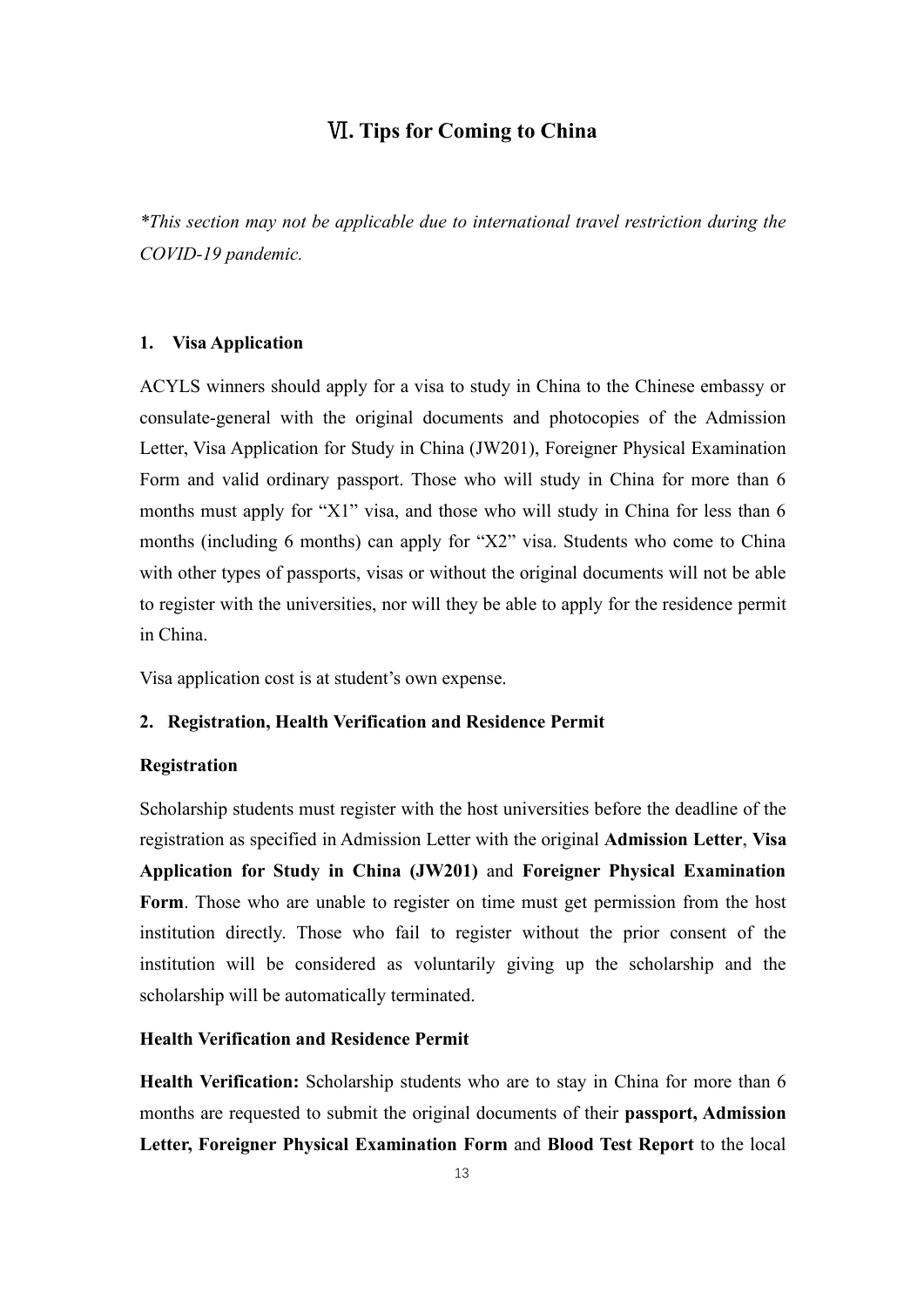# Ⅵ. Tips for Coming to China

*\*This section may not be applicable due to international travel restriction during the COVID-19 pandemic.*

## 1. Visa Application

ACYLS winners should apply for a visa to study in China to the Chinese embassy or consulate-general with the original documents and photocopies of the Admission Letter, Visa Application for Study in China (JW201), Foreigner Physical Examination Form and valid ordinary passport. Those who will study in China for more than 6 months must apply for "X1" visa, and those who will study in China for less than 6 months (including 6 months) can apply for "X2" visa. Students who come to China with other types of passports, visas or without the original documents will not be able to register with the universities, nor will they be able to apply for the residence permit in China.

Visa application cost is at student's own expense.

## 2. Registration, Health Verification and Residence Permit

### Registration

Scholarship students must register with the host universities before the deadline of the registration as specified in Admission Letter with the original **Admission Letter**, **Visa Application for Study in China (JW201)** and **Foreigner Physical Examination Form**. Those who are unable to register on time must get permission from the host institution directly. Those who fail to register without the prior consent of the institution will be considered as voluntarily giving up the scholarship and the scholarship will be automatically terminated.

### Health Verification and Residence Permit

**Health Verification:** Scholarship students who are to stay in China for more than 6 months are requested to submit the original documents of their **passport, Admission Letter, Foreigner Physical Examination Form** and **Blood Test Report** to the local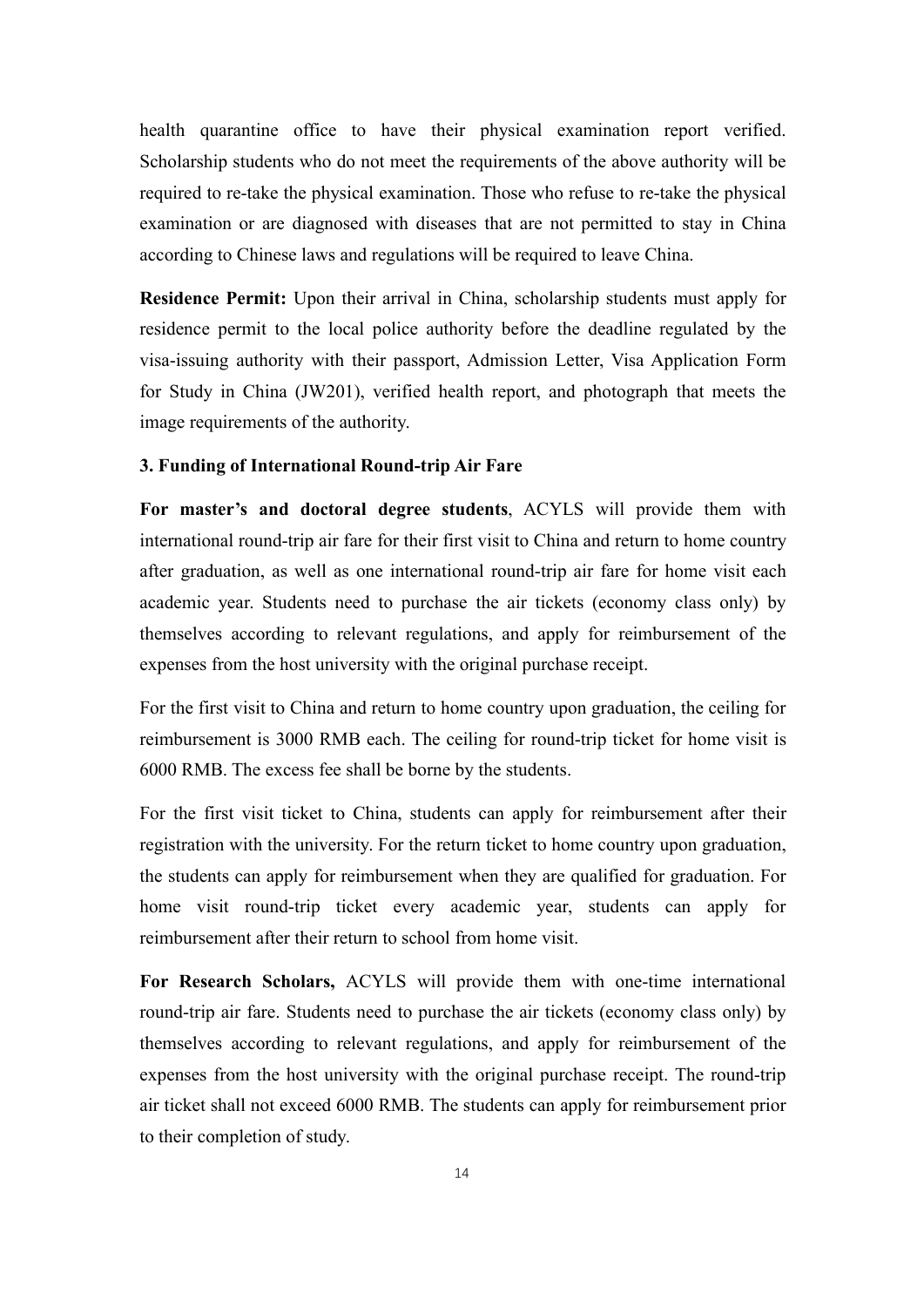health quarantine office to have their physical examination report verified. Scholarship students who do not meet the requirements of the above authority will be required to re-take the physical examination. Those who refuse to re-take the physical examination or are diagnosed with diseases that are not permitted to stay in China according to Chinese laws and regulations will be required to leave China.

**Residence Permit:** Upon their arrival in China, scholarship students must apply for residence permit to the local police authority before the deadline regulated by the visa-issuing authority with their passport, Admission Letter, Visa Application Form for Study in China (JW201), verified health report, and photograph that meets the image requirements of the authority.

**3. Funding of International Round-trip Air Fare**

**For master's and doctoral degree students**, ACYLS will provide them with international round-trip air fare for their first visit to China and return to home country after graduation, as well as one international round-trip air fare for home visit each academic year. Students need to purchase the air tickets (economy class only) by themselves according to relevant regulations, and apply for reimbursement of the expenses from the host university with the original purchase receipt.

For the first visit to China and return to home country upon graduation, the ceiling for reimbursement is 3000 RMB each. The ceiling for round-trip ticket for home visit is 6000 RMB. The excess fee shall be borne by the students.

For the first visit ticket to China, students can apply for reimbursement after their registration with the university. For the return ticket to home country upon graduation, the students can apply for reimbursement when they are qualified for graduation. For home visit round-trip ticket every academic year, students can apply for reimbursement after their return to school from home visit.

**For Research Scholars,** ACYLS will provide them with one-time international round-trip air fare. Students need to purchase the air tickets (economy class only) by themselves according to relevant regulations, and apply for reimbursement of the expenses from the host university with the original purchase receipt. The round-trip air ticket shall not exceed 6000 RMB. The students can apply for reimbursement prior to their completion of study.